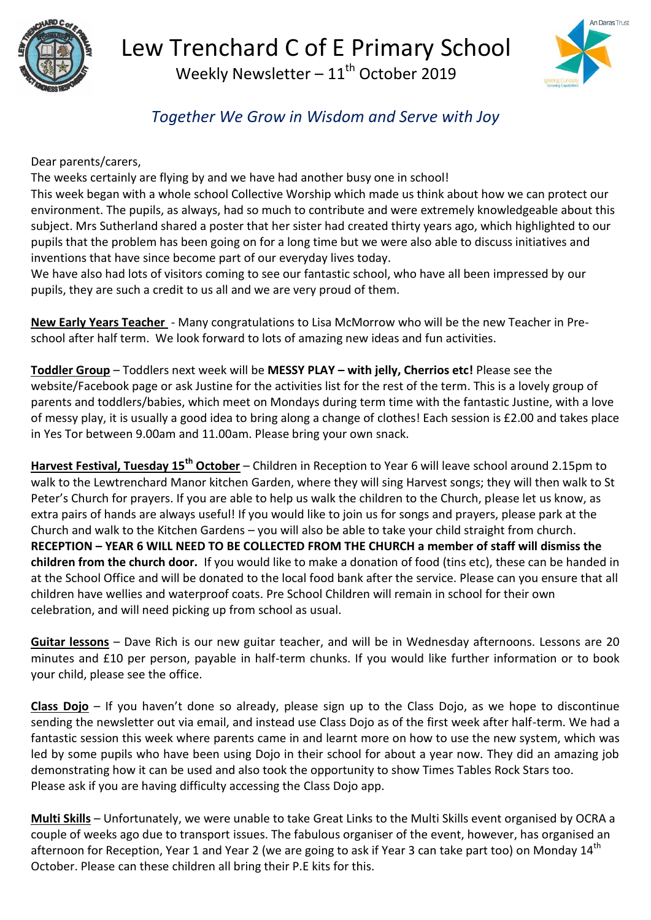# Lew Trenchard C of E Primary School

Weekly Newsletter – 11th October 2019

*Together We Grow in Wisdom and Serve with Joy*

Dear parents/carers,

The weeks certainly are flying by and we have had another busy one in school!

This week began with a whole school Collective Worship which made us think about how we can protect our environment. The pupils, as always, had so much to contribute and were extremely knowledgeable about this subject. Mrs Sutherland shared a poster that her sister had created thirty years ago, which highlighted to our pupils that the problem has been going on for a long time but we were also able to discuss initiatives and inventions that have since become part of our everyday lives today.

We have also had lots of visitors coming to see our fantastic school, who have all been impressed by our pupils, they are such a credit to us all and we are very proud of them.

**New Early Years Teacher** - Many congratulations to Lisa McMorrow who will be the new Teacher in Pre-school after half term. We look forward to lots of amazing new ideas and fun activities.

**Toddler Group** – Toddlers next week will be **MESSY PLAY – with jelly, Cherrios etc!** Please see the website/Facebook page or ask Justine for the activities list for the rest of the term. This is a lovely group of parents and toddlers/babies, which meet on Mondays during term time with the fantastic Justine, with a love of messy play, it is usually a good idea to bring along a change of clothes! Each session is £2.00 and takes place in Yes Tor between 9.00am and 11.00am. Please bring your own snack.

**Harvest Festival, Tuesday 15th October** – Children in Reception to Year 6 will leave school around 2.15pm to walk to the Lewtrenchard Manor kitchen Garden, where they will sing Harvest songs; they will then walk to St Peter's Church for prayers. If you are able to help us walk the children to the Church, please let us know, as extra pairs of hands are always useful! If you would like to join us for songs and prayers, please park at the Church and walk to the Kitchen Gardens – you will also be able to take your child straight from church. **RECEPTION – YEAR 6 WILL NEED TO BE COLLECTED FROM THE CHURCH a member of staff will dismiss the children from the church door.** If you would like to make a donation of food (tins etc), these can be handed in at the School Office and will be donated to the local food bank after the service. Please can you ensure that all children have wellies and waterproof coats. Pre School Children will remain in school for their own celebration, and will need picking up from school as usual.

**Guitar lessons** – Dave Rich is our new guitar teacher, and will be in Wednesday afternoons. Lessons are 20 minutes and £10 per person, payable in half-term chunks. If you would like further information or to book your child, please see the office.

**Class Dojo** – If you haven't done so already, please sign up to the Class Dojo, as we hope to discontinue sending the newsletter out via email, and instead use Class Dojo as of the first week after half-term. We had a fantastic session this week where parents came in and learnt more on how to use the new system, which was led by some pupils who have been using Dojo in their school for about a year now. They did an amazing job demonstrating how it can be used and also took the opportunity to show Times Tables Rock Stars too. Please ask if you are having difficulty accessing the Class Dojo app.

**Multi Skills** – Unfortunately, we were unable to take Great Links to the Multi Skills event organised by OCRA a couple of weeks ago due to transport issues. The fabulous organiser of the event, however, has organised an afternoon for Reception, Year 1 and Year 2 (we are going to ask if Year 3 can take part too) on Monday 14th October. Please can these children all bring their P.E kits for this.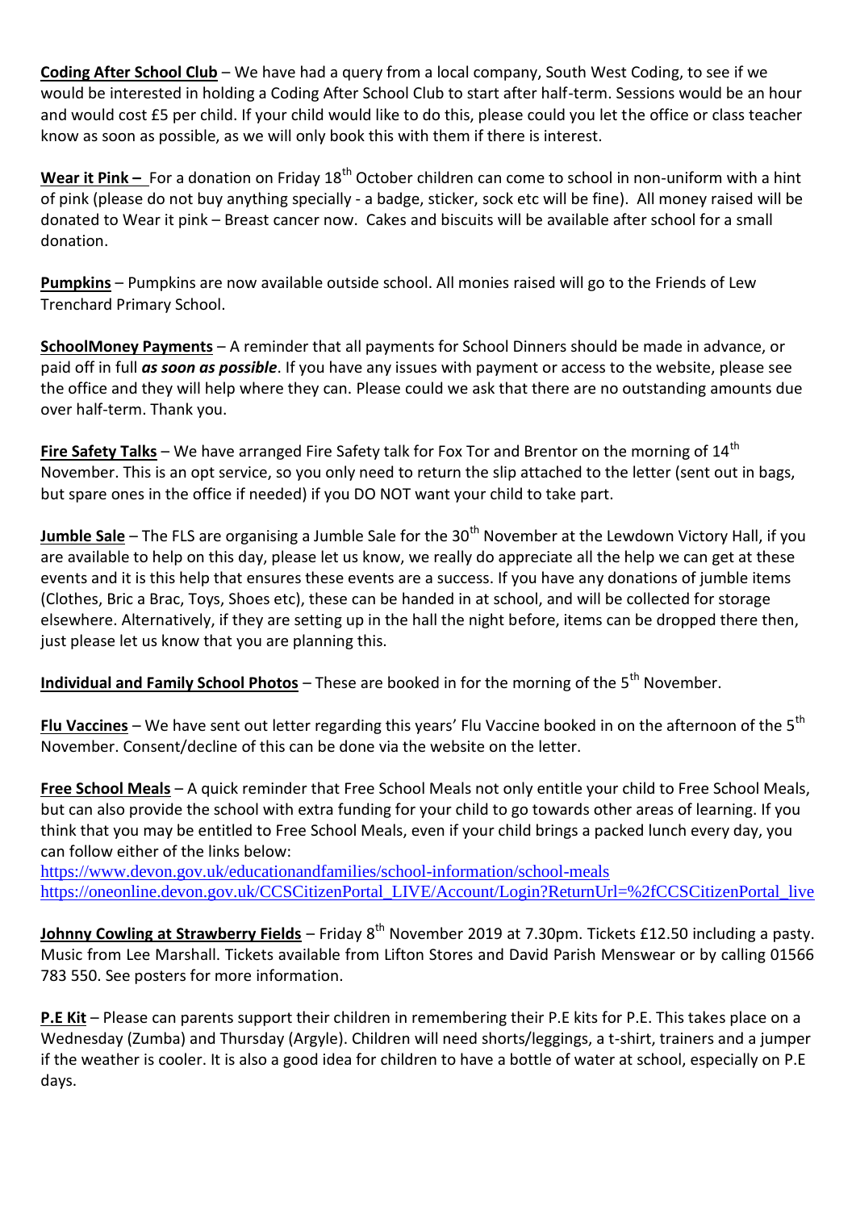**Coding After School Club** – We have had a query from a local company, South West Coding, to see if we would be interested in holding a Coding After School Club to start after half-term. Sessions would be an hour and would cost £5 per child. If your child would like to do this, please could you let the office or class teacher know as soon as possible, as we will only book this with them if there is interest.

**Wear it Pink –** For a donation on Friday 18th October children can come to school in non-uniform with a hint of pink (please do not buy anything specially - a badge, sticker, sock etc will be fine). All money raised will be donated to Wear it pink – Breast cancer now. Cakes and biscuits will be available after school for a small donation.

**Pumpkins** – Pumpkins are now available outside school. All monies raised will go to the Friends of Lew Trenchard Primary School.

**SchoolMoney Payments** – A reminder that all payments for School Dinners should be made in advance, or paid off in full ***as soon as possible***. If you have any issues with payment or access to the website, please see the office and they will help where they can. Please could we ask that there are no outstanding amounts due over half-term. Thank you.

**Fire Safety Talks** – We have arranged Fire Safety talk for Fox Tor and Brentor on the morning of 14th November. This is an opt service, so you only need to return the slip attached to the letter (sent out in bags, but spare ones in the office if needed) if you DO NOT want your child to take part.

**Jumble Sale** – The FLS are organising a Jumble Sale for the 30th November at the Lewdown Victory Hall, if you are available to help on this day, please let us know, we really do appreciate all the help we can get at these events and it is this help that ensures these events are a success. If you have any donations of jumble items (Clothes, Bric a Brac, Toys, Shoes etc), these can be handed in at school, and will be collected for storage elsewhere. Alternatively, if they are setting up in the hall the night before, items can be dropped there then, just please let us know that you are planning this.

**Individual and Family School Photos** – These are booked in for the morning of the 5th November.

**Flu Vaccines** – We have sent out letter regarding this years' Flu Vaccine booked in on the afternoon of the 5th November. Consent/decline of this can be done via the website on the letter.

**Free School Meals** – A quick reminder that Free School Meals not only entitle your child to Free School Meals, but can also provide the school with extra funding for your child to go towards other areas of learning. If you think that you may be entitled to Free School Meals, even if your child brings a packed lunch every day, you can follow either of the links below:
https://www.devon.gov.uk/educationandfamilies/school-information/school-meals
https://oneonline.devon.gov.uk/CCSCitizenPortal_LIVE/Account/Login?ReturnUrl=%2fCCSCitizenPortal_live

**Johnny Cowling at Strawberry Fields** – Friday 8th November 2019 at 7.30pm. Tickets £12.50 including a pasty. Music from Lee Marshall. Tickets available from Lifton Stores and David Parish Menswear or by calling 01566 783 550. See posters for more information.

**P.E Kit** – Please can parents support their children in remembering their P.E kits for P.E. This takes place on a Wednesday (Zumba) and Thursday (Argyle). Children will need shorts/leggings, a t-shirt, trainers and a jumper if the weather is cooler. It is also a good idea for children to have a bottle of water at school, especially on P.E days.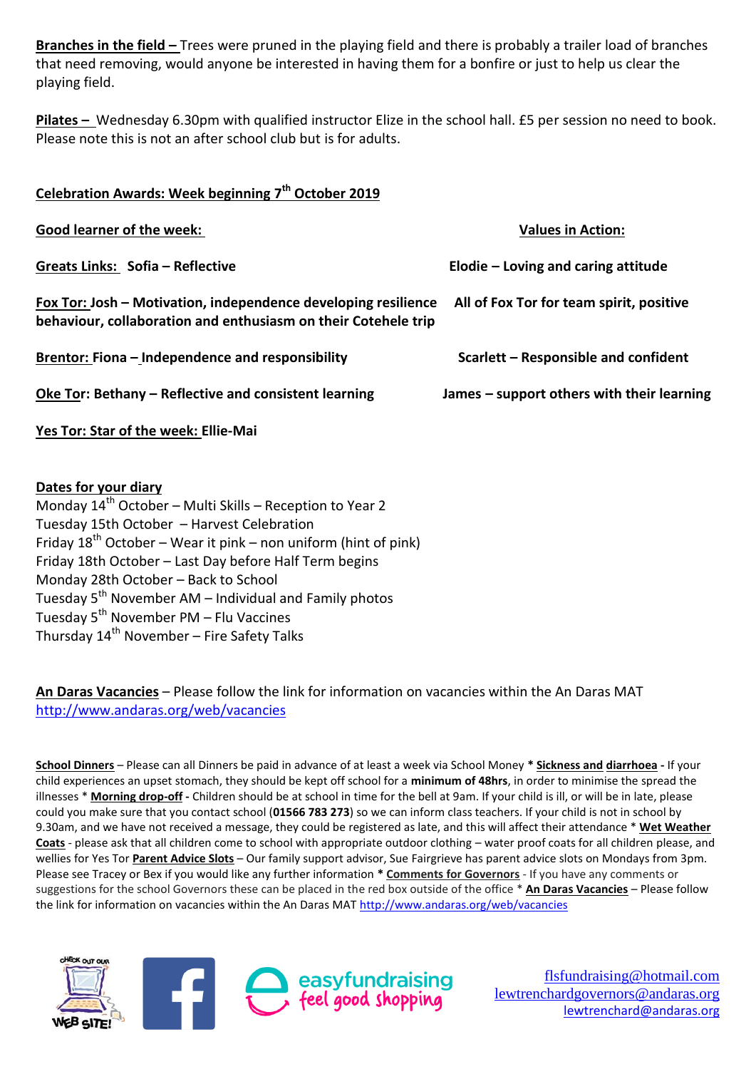**Branches in the field –** Trees were pruned in the playing field and there is probably a trailer load of branches that need removing, would anyone be interested in having them for a bonfire or just to help us clear the playing field.

**Pilates –** Wednesday 6.30pm with qualified instructor Elize in the school hall. £5 per session no need to book. Please note this is not an after school club but is for adults.

**Celebration Awards: Week beginning 7th October 2019**

| Good learner of the week: | Values in Action: |
|---|---|
| **Greats Links:** **Sofia – Reflective** | **Elodie – Loving and caring attitude** |
| **Fox Tor:** **Josh – Motivation, independence developing resilience behaviour, collaboration and enthusiasm on their Cotehele trip** | **All of Fox Tor for team spirit, positive** |
| **Brentor:** **Fiona – Independence and responsibility** | **Scarlett – Responsible and confident** |
| **Oke Tor:** **Bethany – Reflective and consistent learning** | **James – support others with their learning** |
| **Yes Tor: Star of the week:** **Ellie-Mai** | |

**Dates for your diary**

Monday 14th October – Multi Skills – Reception to Year 2
Tuesday 15th October – Harvest Celebration
Friday 18th October – Wear it pink – non uniform (hint of pink)
Friday 18th October – Last Day before Half Term begins
Monday 28th October – Back to School
Tuesday 5th November AM – Individual and Family photos
Tuesday 5th November PM – Flu Vaccines
Thursday 14th November – Fire Safety Talks

**An Daras Vacancies** – Please follow the link for information on vacancies within the An Daras MAT
http://www.andaras.org/web/vacancies

**School Dinners** – Please can all Dinners be paid in advance of at least a week via School Money * **Sickness and diarrhoea -** If your child experiences an upset stomach, they should be kept off school for a **minimum of 48hrs**, in order to minimise the spread the illnesses * **Morning drop-off -** Children should be at school in time for the bell at 9am. If your child is ill, or will be in late, please could you make sure that you contact school (**01566 783 273**) so we can inform class teachers. If your child is not in school by 9.30am, and we have not received a message, they could be registered as late, and this will affect their attendance * **Wet Weather Coats** - please ask that all children come to school with appropriate outdoor clothing – water proof coats for all children please, and wellies for Yes Tor **Parent Advice Slots** – Our family support advisor, Sue Fairgrieve has parent advice slots on Mondays from 3pm. Please see Tracey or Bex if you would like any further information * **Comments for Governors** - If you have any comments or suggestions for the school Governors these can be placed in the red box outside of the office * **An Daras Vacancies** – Please follow the link for information on vacancies within the An Daras MAT http://www.andaras.org/web/vacancies

flsfundraising@hotmail.com
lewtrenchardgovernors@andaras.org
lewtrenchard@andaras.org